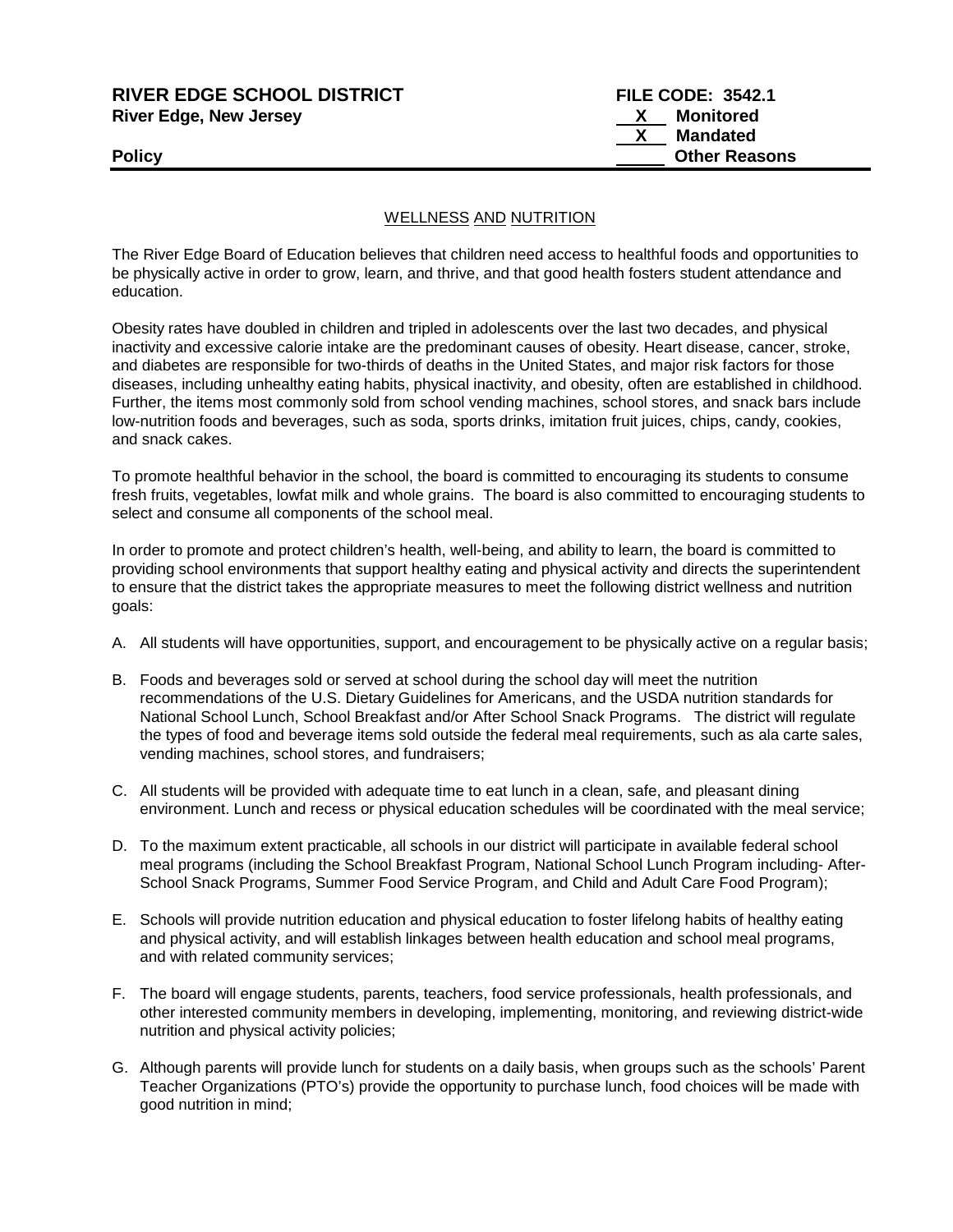**RIVER EDGE SCHOOL DISTRICT** **FILE CODE: 3542.1**
**River Edge, New Jersey**

**X Monitored**
**X Mandated**
**Other Reasons**

**Policy**

WELLNESS AND NUTRITION

The River Edge Board of Education believes that children need access to healthful foods and opportunities to be physically active in order to grow, learn, and thrive, and that good health fosters student attendance and education.

Obesity rates have doubled in children and tripled in adolescents over the last two decades, and physical inactivity and excessive calorie intake are the predominant causes of obesity. Heart disease, cancer, stroke, and diabetes are responsible for two-thirds of deaths in the United States, and major risk factors for those diseases, including unhealthy eating habits, physical inactivity, and obesity, often are established in childhood. Further, the items most commonly sold from school vending machines, school stores, and snack bars include low-nutrition foods and beverages, such as soda, sports drinks, imitation fruit juices, chips, candy, cookies, and snack cakes.

To promote healthful behavior in the school, the board is committed to encouraging its students to consume fresh fruits, vegetables, lowfat milk and whole grains. The board is also committed to encouraging students to select and consume all components of the school meal.

In order to promote and protect children's health, well-being, and ability to learn, the board is committed to providing school environments that support healthy eating and physical activity and directs the superintendent to ensure that the district takes the appropriate measures to meet the following district wellness and nutrition goals:

A. All students will have opportunities, support, and encouragement to be physically active on a regular basis;

B. Foods and beverages sold or served at school during the school day will meet the nutrition recommendations of the U.S. Dietary Guidelines for Americans, and the USDA nutrition standards for National School Lunch, School Breakfast and/or After School Snack Programs. The district will regulate the types of food and beverage items sold outside the federal meal requirements, such as ala carte sales, vending machines, school stores, and fundraisers;

C. All students will be provided with adequate time to eat lunch in a clean, safe, and pleasant dining environment. Lunch and recess or physical education schedules will be coordinated with the meal service;

D. To the maximum extent practicable, all schools in our district will participate in available federal school meal programs (including the School Breakfast Program, National School Lunch Program including- After-School Snack Programs, Summer Food Service Program, and Child and Adult Care Food Program);

E. Schools will provide nutrition education and physical education to foster lifelong habits of healthy eating and physical activity, and will establish linkages between health education and school meal programs, and with related community services;

F. The board will engage students, parents, teachers, food service professionals, health professionals, and other interested community members in developing, implementing, monitoring, and reviewing district-wide nutrition and physical activity policies;

G. Although parents will provide lunch for students on a daily basis, when groups such as the schools' Parent Teacher Organizations (PTO's) provide the opportunity to purchase lunch, food choices will be made with good nutrition in mind;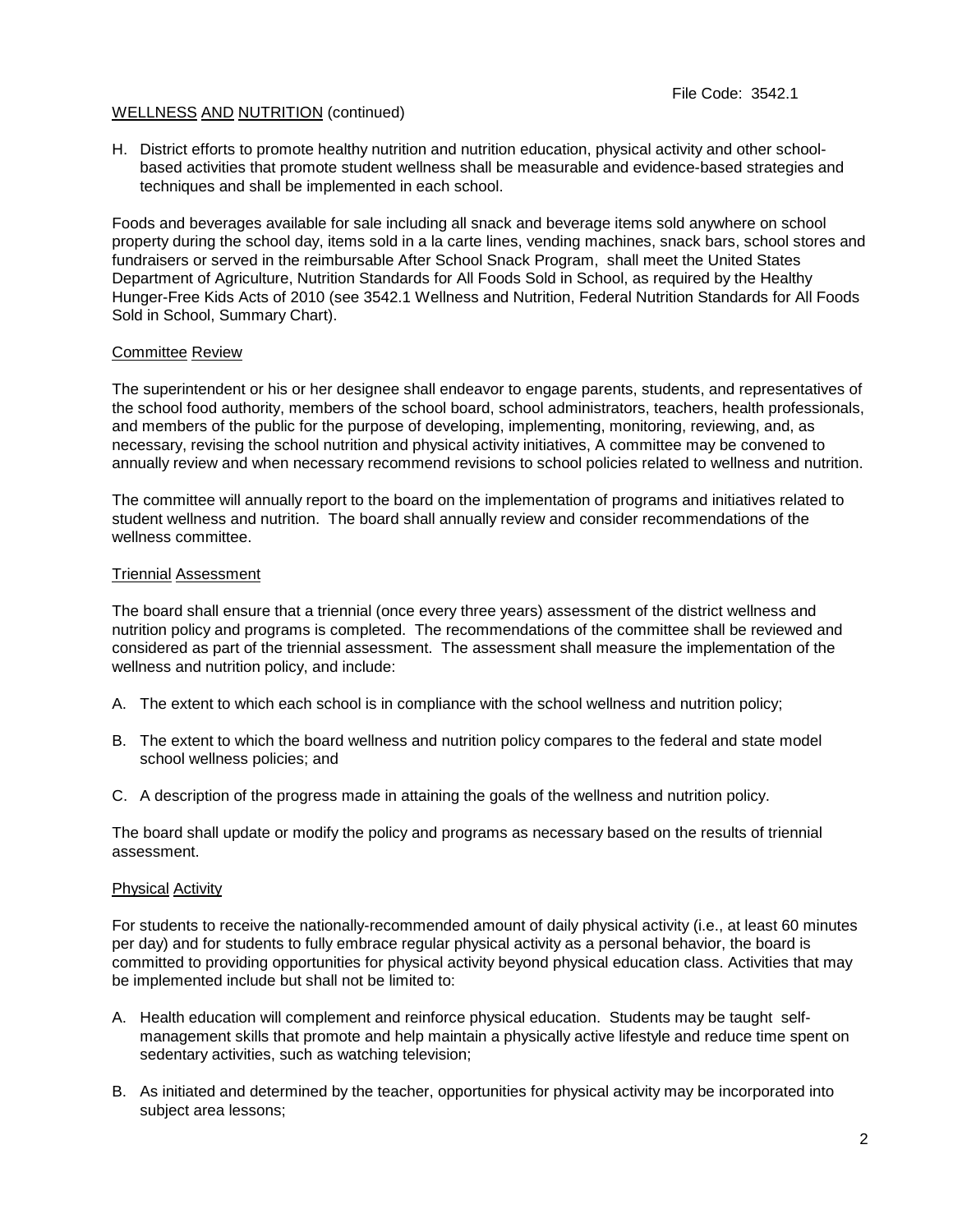WELLNESS AND NUTRITION (continued)

H. District efforts to promote healthy nutrition and nutrition education, physical activity and other school-based activities that promote student wellness shall be measurable and evidence-based strategies and techniques and shall be implemented in each school.

Foods and beverages available for sale including all snack and beverage items sold anywhere on school property during the school day, items sold in a la carte lines, vending machines, snack bars, school stores and fundraisers or served in the reimbursable After School Snack Program, shall meet the United States Department of Agriculture, Nutrition Standards for All Foods Sold in School, as required by the Healthy Hunger-Free Kids Acts of 2010 (see 3542.1 Wellness and Nutrition, Federal Nutrition Standards for All Foods Sold in School, Summary Chart).

## Committee Review

The superintendent or his or her designee shall endeavor to engage parents, students, and representatives of the school food authority, members of the school board, school administrators, teachers, health professionals, and members of the public for the purpose of developing, implementing, monitoring, reviewing, and, as necessary, revising the school nutrition and physical activity initiatives, A committee may be convened to annually review and when necessary recommend revisions to school policies related to wellness and nutrition.

The committee will annually report to the board on the implementation of programs and initiatives related to student wellness and nutrition. The board shall annually review and consider recommendations of the wellness committee.

## Triennial Assessment

The board shall ensure that a triennial (once every three years) assessment of the district wellness and nutrition policy and programs is completed. The recommendations of the committee shall be reviewed and considered as part of the triennial assessment. The assessment shall measure the implementation of the wellness and nutrition policy, and include:

A. The extent to which each school is in compliance with the school wellness and nutrition policy;

B. The extent to which the board wellness and nutrition policy compares to the federal and state model school wellness policies; and

C. A description of the progress made in attaining the goals of the wellness and nutrition policy.

The board shall update or modify the policy and programs as necessary based on the results of triennial assessment.

## Physical Activity

For students to receive the nationally-recommended amount of daily physical activity (i.e., at least 60 minutes per day) and for students to fully embrace regular physical activity as a personal behavior, the board is committed to providing opportunities for physical activity beyond physical education class. Activities that may be implemented include but shall not be limited to:

A. Health education will complement and reinforce physical education. Students may be taught self-management skills that promote and help maintain a physically active lifestyle and reduce time spent on sedentary activities, such as watching television;

B. As initiated and determined by the teacher, opportunities for physical activity may be incorporated into subject area lessons;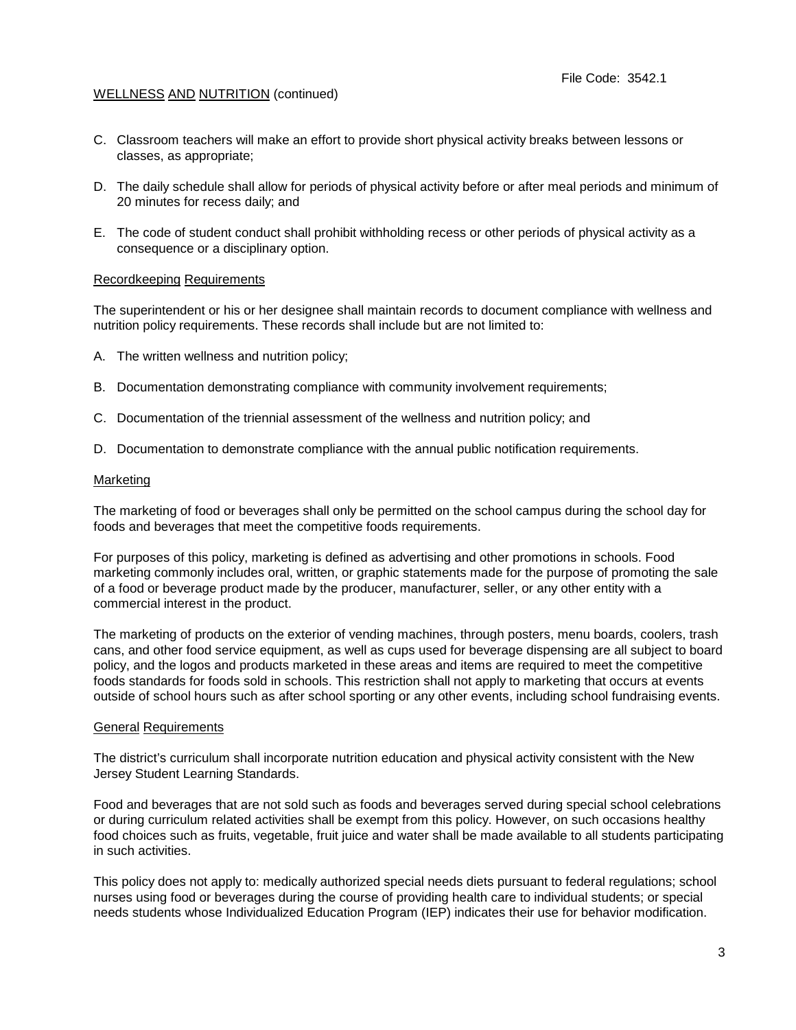WELLNESS AND NUTRITION (continued)

C. Classroom teachers will make an effort to provide short physical activity breaks between lessons or classes, as appropriate;

D. The daily schedule shall allow for periods of physical activity before or after meal periods and minimum of 20 minutes for recess daily; and

E. The code of student conduct shall prohibit withholding recess or other periods of physical activity as a consequence or a disciplinary option.

## Recordkeeping Requirements

The superintendent or his or her designee shall maintain records to document compliance with wellness and nutrition policy requirements. These records shall include but are not limited to:

A. The written wellness and nutrition policy;

B. Documentation demonstrating compliance with community involvement requirements;

C. Documentation of the triennial assessment of the wellness and nutrition policy; and

D. Documentation to demonstrate compliance with the annual public notification requirements.

## Marketing

The marketing of food or beverages shall only be permitted on the school campus during the school day for foods and beverages that meet the competitive foods requirements.

For purposes of this policy, marketing is defined as advertising and other promotions in schools. Food marketing commonly includes oral, written, or graphic statements made for the purpose of promoting the sale of a food or beverage product made by the producer, manufacturer, seller, or any other entity with a commercial interest in the product.

The marketing of products on the exterior of vending machines, through posters, menu boards, coolers, trash cans, and other food service equipment, as well as cups used for beverage dispensing are all subject to board policy, and the logos and products marketed in these areas and items are required to meet the competitive foods standards for foods sold in schools. This restriction shall not apply to marketing that occurs at events outside of school hours such as after school sporting or any other events, including school fundraising events.

## General Requirements

The district's curriculum shall incorporate nutrition education and physical activity consistent with the New Jersey Student Learning Standards.

Food and beverages that are not sold such as foods and beverages served during special school celebrations or during curriculum related activities shall be exempt from this policy. However, on such occasions healthy food choices such as fruits, vegetable, fruit juice and water shall be made available to all students participating in such activities.

This policy does not apply to: medically authorized special needs diets pursuant to federal regulations; school nurses using food or beverages during the course of providing health care to individual students; or special needs students whose Individualized Education Program (IEP) indicates their use for behavior modification.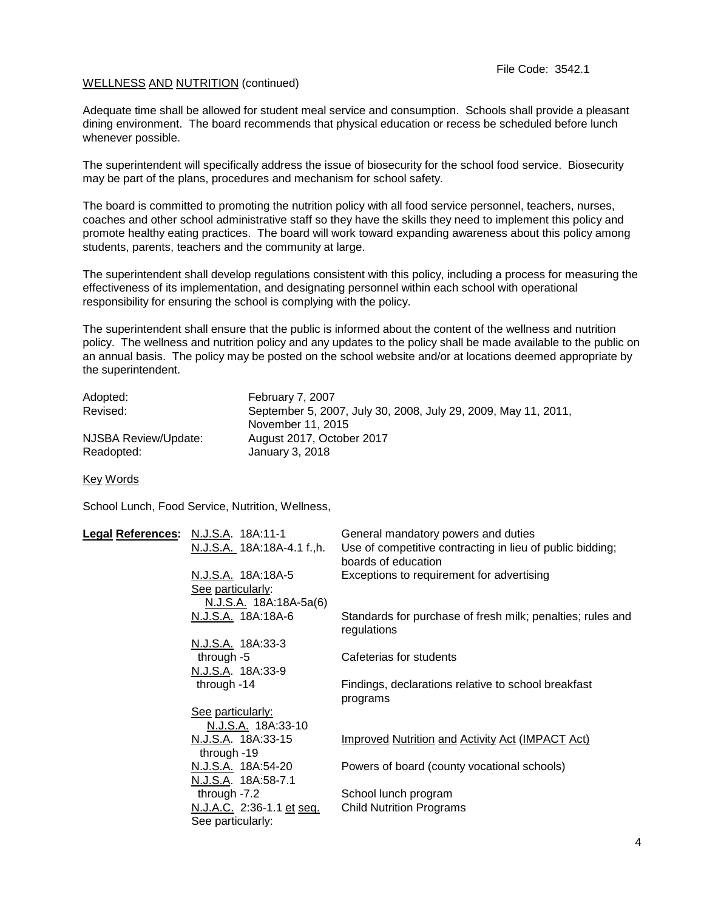File Code: 3542.1

WELLNESS AND NUTRITION (continued)

Adequate time shall be allowed for student meal service and consumption. Schools shall provide a pleasant dining environment. The board recommends that physical education or recess be scheduled before lunch whenever possible.

The superintendent will specifically address the issue of biosecurity for the school food service. Biosecurity may be part of the plans, procedures and mechanism for school safety.

The board is committed to promoting the nutrition policy with all food service personnel, teachers, nurses, coaches and other school administrative staff so they have the skills they need to implement this policy and promote healthy eating practices. The board will work toward expanding awareness about this policy among students, parents, teachers and the community at large.

The superintendent shall develop regulations consistent with this policy, including a process for measuring the effectiveness of its implementation, and designating personnel within each school with operational responsibility for ensuring the school is complying with the policy.

The superintendent shall ensure that the public is informed about the content of the wellness and nutrition policy. The wellness and nutrition policy and any updates to the policy shall be made available to the public on an annual basis. The policy may be posted on the school website and/or at locations deemed appropriate by the superintendent.

| | |
|---|---|
| Adopted: | February 7, 2007 |
| Revised: | September 5, 2007, July 30, 2008, July 29, 2009, May 11, 2011, November 11, 2015 |
| NJSBA Review/Update: | August 2017, October 2017 |
| Readopted: | January 3, 2018 |

Key Words

School Lunch, Food Service, Nutrition, Wellness,

| **Legal References:** | | |
|---|---|---|
| | N.J.S.A. 18A:11-1 | General mandatory powers and duties |
| | N.J.S.A. 18A:18A-4.1 f.,h. | Use of competitive contracting in lieu of public bidding; boards of education |
| | N.J.S.A. 18A:18A-5 See particularly: N.J.S.A. 18A:18A-5a(6) | Exceptions to requirement for advertising |
| | N.J.S.A. 18A:18A-6 | Standards for purchase of fresh milk; penalties; rules and regulations |
| | N.J.S.A. 18A:33-3 through -5 | Cafeterias for students |
| | N.J.S.A. 18A:33-9 through -14 | Findings, declarations relative to school breakfast programs |
| | See particularly: N.J.S.A. 18A:33-10 | |
| | N.J.S.A. 18A:33-15 through -19 | Improved Nutrition and Activity Act (IMPACT Act) |
| | N.J.S.A. 18A:54-20 | Powers of board (county vocational schools) |
| | N.J.S.A. 18A:58-7.1 through -7.2 | School lunch program |
| | N.J.A.C. 2:36-1.1 et seq. | Child Nutrition Programs |
| | See particularly: | |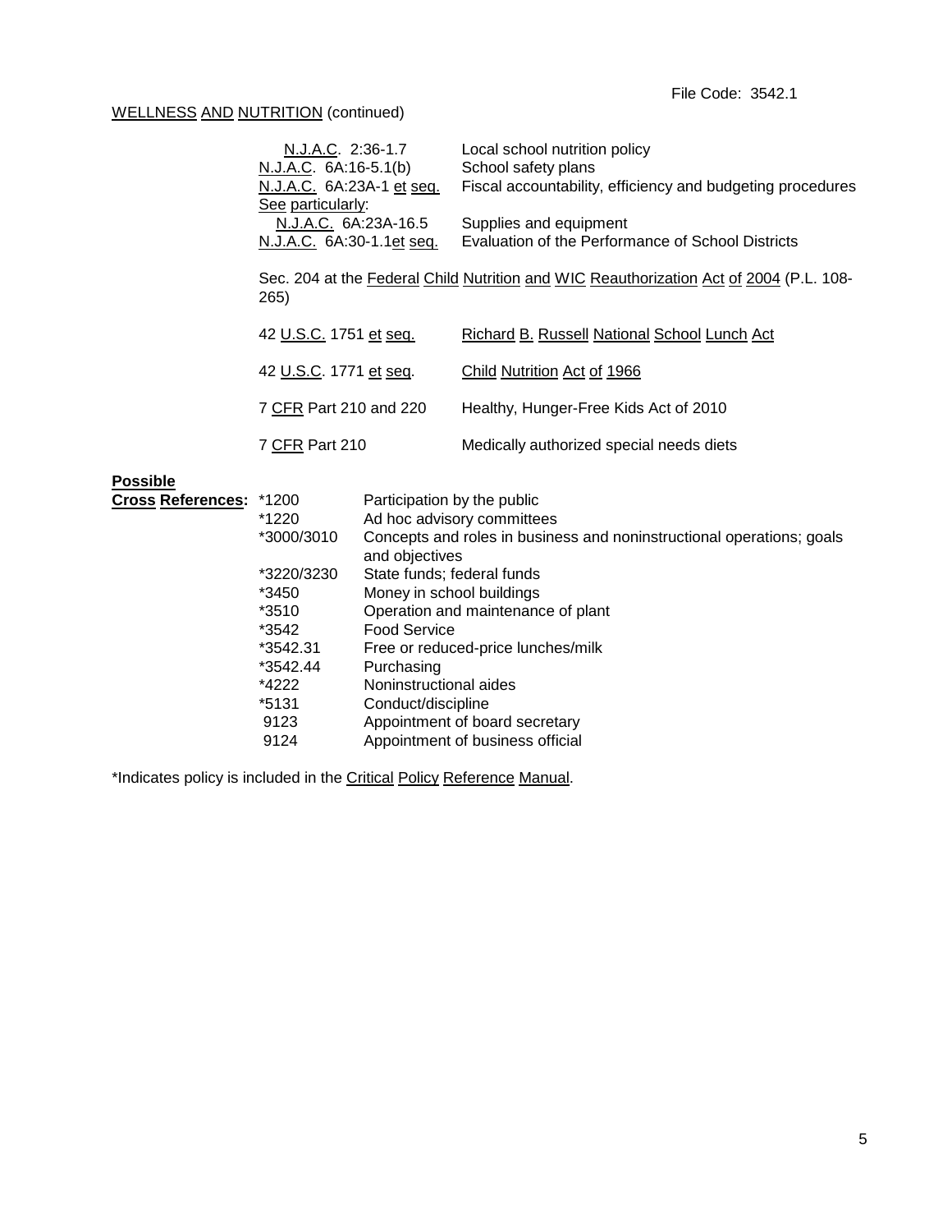File Code: 3542.1

WELLNESS AND NUTRITION (continued)

| | |
|---|---|
| N.J.A.C. 2:36-1.7 | Local school nutrition policy |
| N.J.A.C. 6A:16-5.1(b) | School safety plans |
| N.J.A.C. 6A:23A-1 et seq. | Fiscal accountability, efficiency and budgeting procedures |
| See particularly: | |
| N.J.A.C. 6A:23A-16.5 | Supplies and equipment |
| N.J.A.C. 6A:30-1.1et seq. | Evaluation of the Performance of School Districts |

Sec. 204 at the Federal Child Nutrition and WIC Reauthorization Act of 2004 (P.L. 108-265)

| | |
|---|---|
| 42 U.S.C. 1751 et seq. | Richard B. Russell National School Lunch Act |
| 42 U.S.C. 1771 et seq. | Child Nutrition Act of 1966 |
| 7 CFR Part 210 and 220 | Healthy, Hunger-Free Kids Act of 2010 |
| 7 CFR Part 210 | Medically authorized special needs diets |

**Possible Cross References:**

| | |
|---|---|
| *1200 | Participation by the public |
| *1220 | Ad hoc advisory committees |
| *3000/3010 | Concepts and roles in business and noninstructional operations; goals and objectives |
| *3220/3230 | State funds; federal funds |
| *3450 | Money in school buildings |
| *3510 | Operation and maintenance of plant |
| *3542 | Food Service |
| *3542.31 | Free or reduced-price lunches/milk |
| *3542.44 | Purchasing |
| *4222 | Noninstructional aides |
| *5131 | Conduct/discipline |
| 9123 | Appointment of board secretary |
| 9124 | Appointment of business official |

*Indicates policy is included in the Critical Policy Reference Manual.